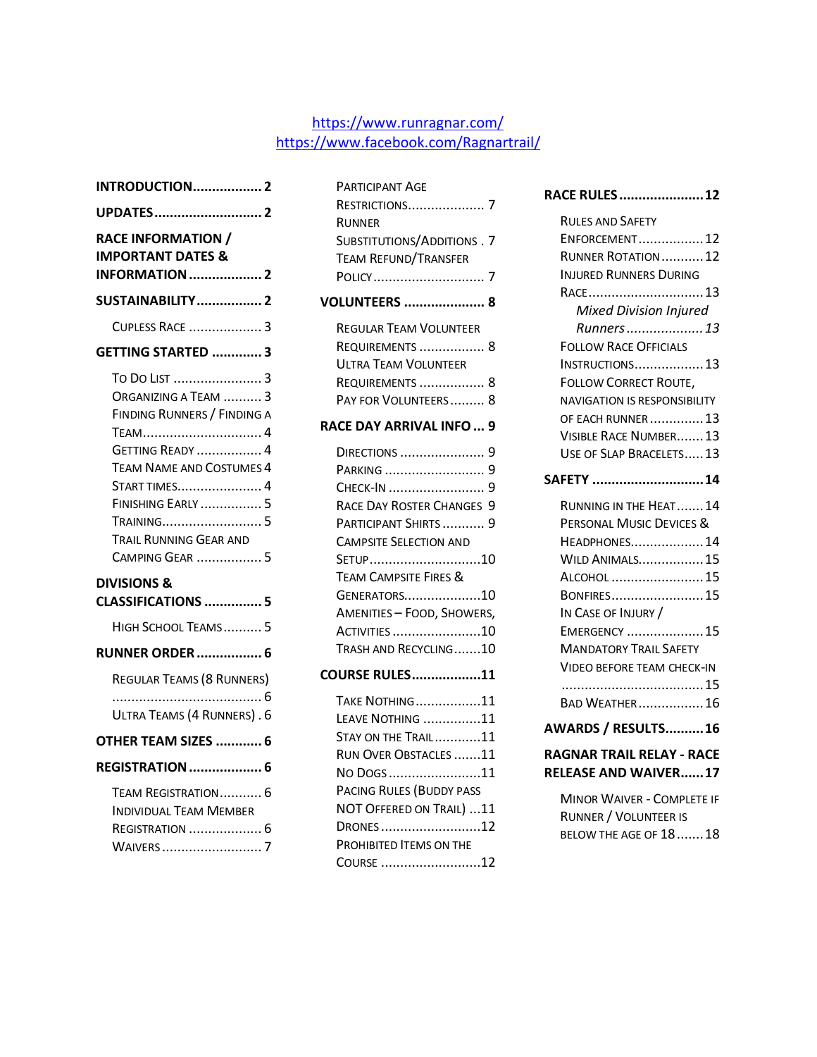https://www.runragnar.com/
https://www.facebook.com/Ragnartrail/

**INTRODUCTION** .................. 2

**UPDATES** ............................ 2

**RACE INFORMATION / IMPORTANT DATES & INFORMATION** ................... 2

**SUSTAINABILITY** ................. 2

- Cupless Race ................... 3

**GETTING STARTED** ............. 3

- To Do List ....................... 3
- Organizing a Team .......... 3
- Finding Runners / Finding a Team ............................... 4
- Getting Ready ................. 4
- Team Name and Costumes 4
- Start Times...................... 4
- Finishing Early ................ 5
- Training.......................... 5
- Trail Running Gear and Camping Gear ................. 5

**DIVISIONS & CLASSIFICATIONS** ............... 5

- High School Teams.......... 5

**RUNNER ORDER** ................. 6

- Regular Teams (8 Runners) ....................................... 6
- Ultra Teams (4 Runners) . 6

**OTHER TEAM SIZES** ............ 6

**REGISTRATION** ................... 6

- Team Registration........... 6
- Individual Team Member Registration ................... 6
- Waivers .......................... 7
- Participant Age Restrictions.................... 7
- Runner Substitutions/Additions . 7
- Team Refund/Transfer Policy ............................. 7

**VOLUNTEERS** ..................... 8

- Regular Team Volunteer Requirements ................. 8
- Ultra Team Volunteer Requirements ................. 8
- Pay for Volunteers......... 8

**RACE DAY ARRIVAL INFO** ... 9

- Directions ...................... 9
- Parking .......................... 9
- Check-In ......................... 9
- Race Day Roster Changes 9
- Participant Shirts ........... 9
- Campsite Selection and Setup.............................10
- Team Campsite Fires & Generators....................10
- Amenities – Food, Showers, Activities .......................10
- Trash and Recycling.......10

**COURSE RULES** ..................11

- Take Nothing.................11
- Leave Nothing ...............11
- Stay on the Trail............11
- Run Over Obstacles .......11
- No Dogs ........................11
- Pacing Rules (Buddy Pass NOT Offered on Trail) ...11
- Drones ..........................12
- Prohibited Items on the Course ..........................12

**RACE RULES** ......................12

- Rules and Safety Enforcement.................12
- Runner Rotation ...........12
- Injured Runners During Race ..............................13
  - *Mixed Division Injured Runners .................... 13*
- Follow Race Officials Instructions..................13
- Follow Correct Route, Navigation is Responsibility of Each Runner ..............13
- Visible Race Number.......13
- Use of Slap Bracelets.....13

**SAFETY** .............................14

- Running in the Heat.......14
- Personal Music Devices & Headphones...................14
- Wild Animals.................15
- Alcohol ........................15
- Bonfires........................15
- In Case of Injury / Emergency ....................15
- Mandatory Trail Safety Video Before Team Check-In .....................................15
- Bad Weather.................16

**AWARDS / RESULTS**..........16

**RAGNAR TRAIL RELAY - RACE RELEASE AND WAIVER**......17

- Minor Waiver - Complete if Runner / Volunteer is below the age of 18.......18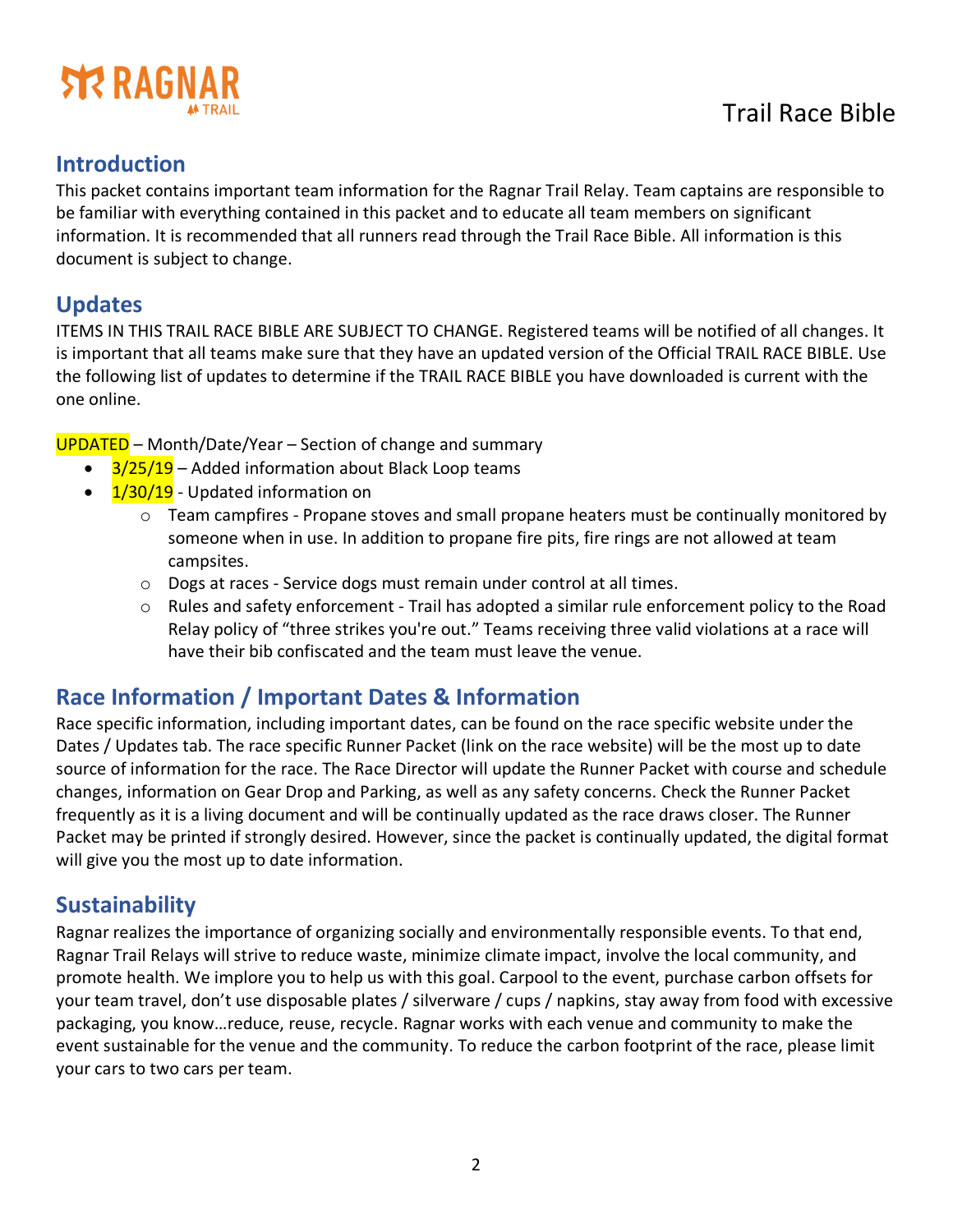Trail Race Bible

## Introduction

This packet contains important team information for the Ragnar Trail Relay. Team captains are responsible to be familiar with everything contained in this packet and to educate all team members on significant information. It is recommended that all runners read through the Trail Race Bible. All information is this document is subject to change.

## Updates

ITEMS IN THIS TRAIL RACE BIBLE ARE SUBJECT TO CHANGE. Registered teams will be notified of all changes. It is important that all teams make sure that they have an updated version of the Official TRAIL RACE BIBLE. Use the following list of updates to determine if the TRAIL RACE BIBLE you have downloaded is current with the one online.

UPDATED – Month/Date/Year – Section of change and summary

- 3/25/19 – Added information about Black Loop teams
- 1/30/19 - Updated information on
    - Team campfires - Propane stoves and small propane heaters must be continually monitored by someone when in use. In addition to propane fire pits, fire rings are not allowed at team campsites.
    - Dogs at races - Service dogs must remain under control at all times.
    - Rules and safety enforcement - Trail has adopted a similar rule enforcement policy to the Road Relay policy of "three strikes you're out." Teams receiving three valid violations at a race will have their bib confiscated and the team must leave the venue.

## Race Information / Important Dates & Information

Race specific information, including important dates, can be found on the race specific website under the Dates / Updates tab. The race specific Runner Packet (link on the race website) will be the most up to date source of information for the race. The Race Director will update the Runner Packet with course and schedule changes, information on Gear Drop and Parking, as well as any safety concerns. Check the Runner Packet frequently as it is a living document and will be continually updated as the race draws closer. The Runner Packet may be printed if strongly desired. However, since the packet is continually updated, the digital format will give you the most up to date information.

## Sustainability

Ragnar realizes the importance of organizing socially and environmentally responsible events. To that end, Ragnar Trail Relays will strive to reduce waste, minimize climate impact, involve the local community, and promote health. We implore you to help us with this goal. Carpool to the event, purchase carbon offsets for your team travel, don't use disposable plates / silverware / cups / napkins, stay away from food with excessive packaging, you know…reduce, reuse, recycle. Ragnar works with each venue and community to make the event sustainable for the venue and the community. To reduce the carbon footprint of the race, please limit your cars to two cars per team.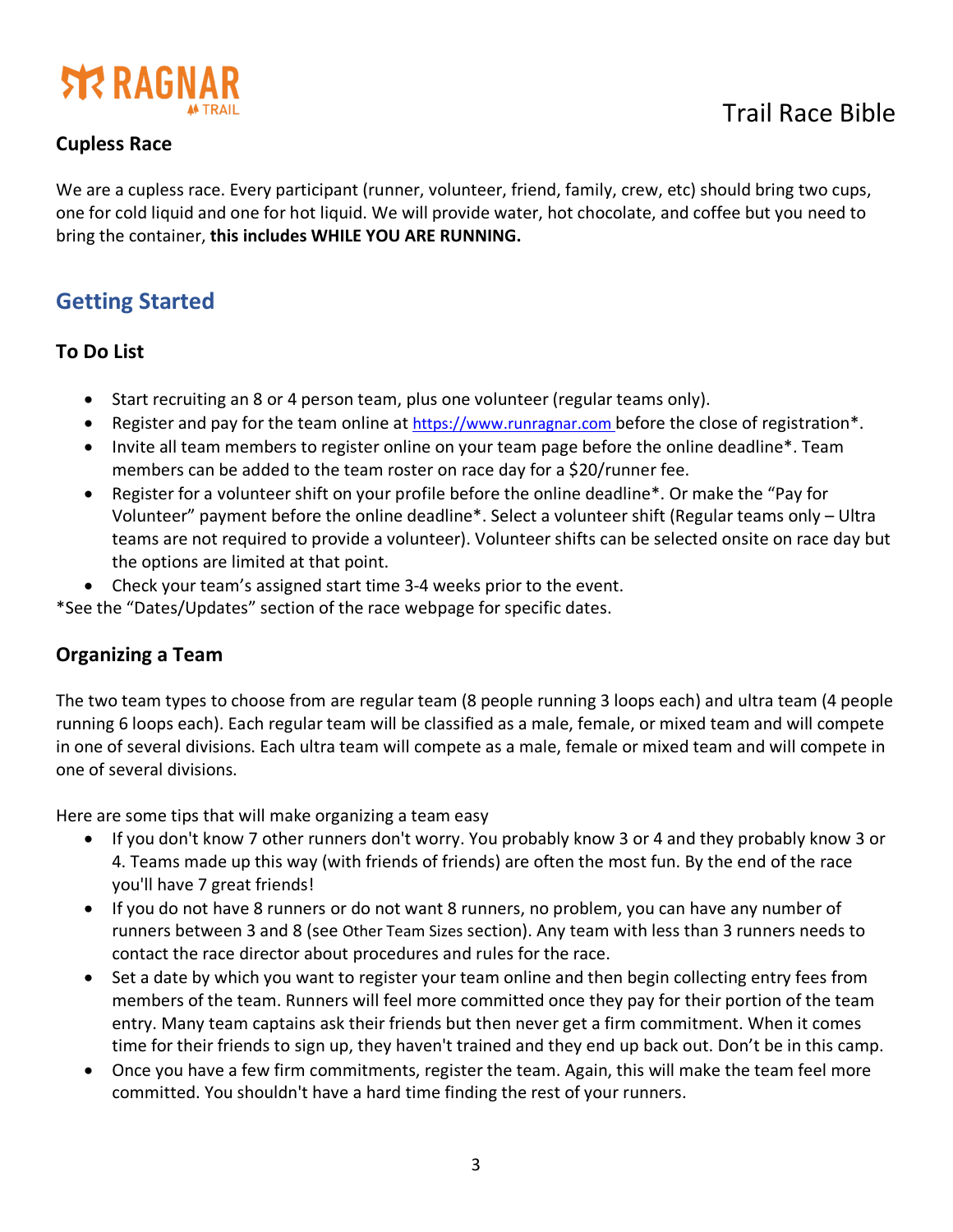## Cupless Race

We are a cupless race. Every participant (runner, volunteer, friend, family, crew, etc) should bring two cups, one for cold liquid and one for hot liquid. We will provide water, hot chocolate, and coffee but you need to bring the container, **this includes WHILE YOU ARE RUNNING.**

# Getting Started

## To Do List

- Start recruiting an 8 or 4 person team, plus one volunteer (regular teams only).
- Register and pay for the team online at https://www.runragnar.com before the close of registration*.
- Invite all team members to register online on your team page before the online deadline*. Team members can be added to the team roster on race day for a $20/runner fee.
- Register for a volunteer shift on your profile before the online deadline*. Or make the "Pay for Volunteer" payment before the online deadline*. Select a volunteer shift (Regular teams only – Ultra teams are not required to provide a volunteer). Volunteer shifts can be selected onsite on race day but the options are limited at that point.
- Check your team's assigned start time 3-4 weeks prior to the event.

*See the "Dates/Updates" section of the race webpage for specific dates.

## Organizing a Team

The two team types to choose from are regular team (8 people running 3 loops each) and ultra team (4 people running 6 loops each). Each regular team will be classified as a male, female, or mixed team and will compete in one of several divisions. Each ultra team will compete as a male, female or mixed team and will compete in one of several divisions.

Here are some tips that will make organizing a team easy

- If you don't know 7 other runners don't worry. You probably know 3 or 4 and they probably know 3 or 4. Teams made up this way (with friends of friends) are often the most fun. By the end of the race you'll have 7 great friends!
- If you do not have 8 runners or do not want 8 runners, no problem, you can have any number of runners between 3 and 8 (see Other Team Sizes section). Any team with less than 3 runners needs to contact the race director about procedures and rules for the race.
- Set a date by which you want to register your team online and then begin collecting entry fees from members of the team. Runners will feel more committed once they pay for their portion of the team entry. Many team captains ask their friends but then never get a firm commitment. When it comes time for their friends to sign up, they haven't trained and they end up back out. Don't be in this camp.
- Once you have a few firm commitments, register the team. Again, this will make the team feel more committed. You shouldn't have a hard time finding the rest of your runners.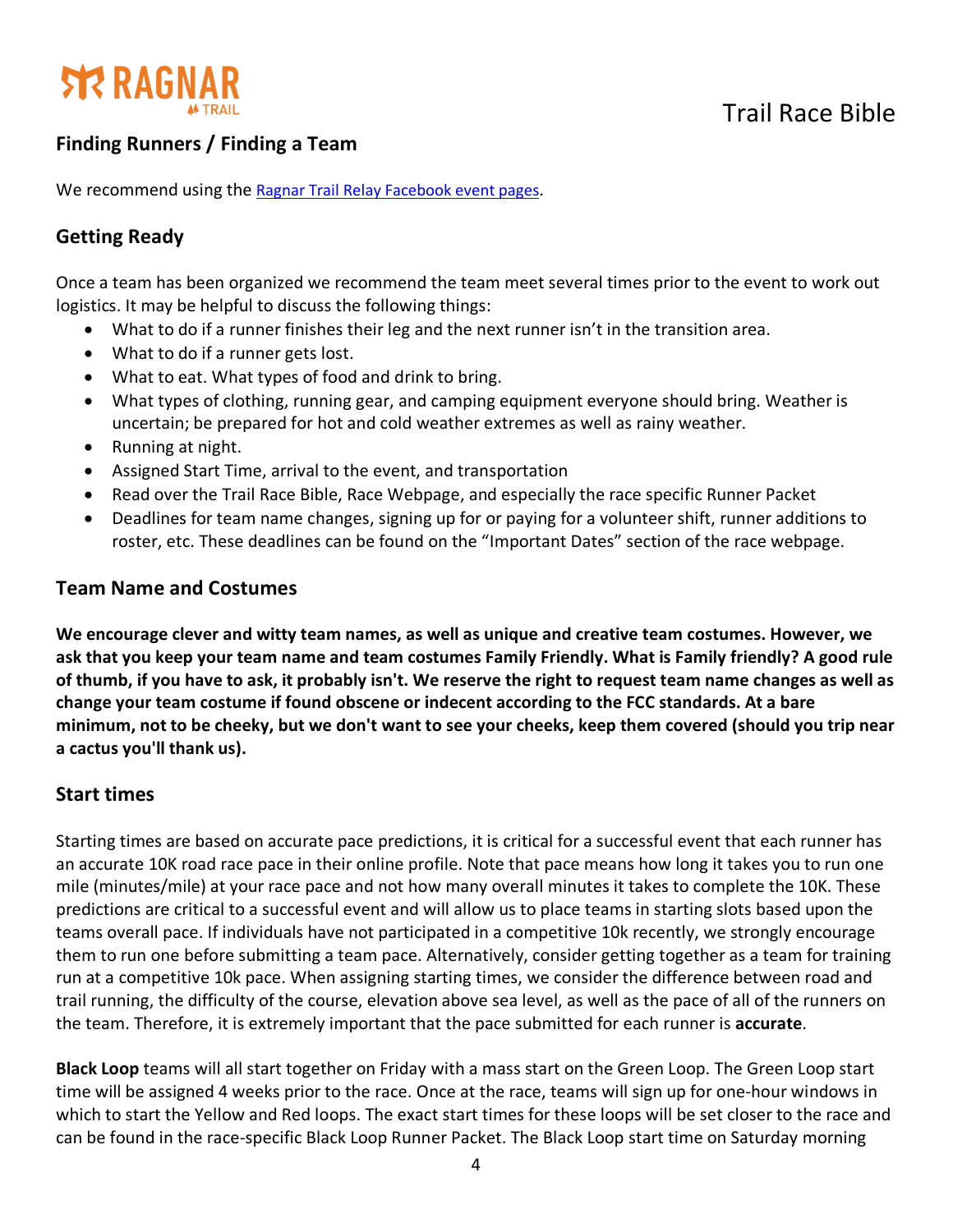## Finding Runners / Finding a Team

We recommend using the [Ragnar Trail Relay Facebook event pages](Ragnar Trail Relay Facebook event pages).

## Getting Ready

Once a team has been organized we recommend the team meet several times prior to the event to work out logistics. It may be helpful to discuss the following things:

- What to do if a runner finishes their leg and the next runner isn't in the transition area.
- What to do if a runner gets lost.
- What to eat. What types of food and drink to bring.
- What types of clothing, running gear, and camping equipment everyone should bring. Weather is uncertain; be prepared for hot and cold weather extremes as well as rainy weather.
- Running at night.
- Assigned Start Time, arrival to the event, and transportation
- Read over the Trail Race Bible, Race Webpage, and especially the race specific Runner Packet
- Deadlines for team name changes, signing up for or paying for a volunteer shift, runner additions to roster, etc. These deadlines can be found on the "Important Dates" section of the race webpage.

## Team Name and Costumes

**We encourage clever and witty team names, as well as unique and creative team costumes. However, we ask that you keep your team name and team costumes Family Friendly. What is Family friendly? A good rule of thumb, if you have to ask, it probably isn't. We reserve the right to request team name changes as well as change your team costume if found obscene or indecent according to the FCC standards. At a bare minimum, not to be cheeky, but we don't want to see your cheeks, keep them covered (should you trip near a cactus you'll thank us).**

## Start times

Starting times are based on accurate pace predictions, it is critical for a successful event that each runner has an accurate 10K road race pace in their online profile. Note that pace means how long it takes you to run one mile (minutes/mile) at your race pace and not how many overall minutes it takes to complete the 10K. These predictions are critical to a successful event and will allow us to place teams in starting slots based upon the teams overall pace. If individuals have not participated in a competitive 10k recently, we strongly encourage them to run one before submitting a team pace. Alternatively, consider getting together as a team for training run at a competitive 10k pace. When assigning starting times, we consider the difference between road and trail running, the difficulty of the course, elevation above sea level, as well as the pace of all of the runners on the team. Therefore, it is extremely important that the pace submitted for each runner is **accurate**.

**Black Loop** teams will all start together on Friday with a mass start on the Green Loop. The Green Loop start time will be assigned 4 weeks prior to the race. Once at the race, teams will sign up for one-hour windows in which to start the Yellow and Red loops. The exact start times for these loops will be set closer to the race and can be found in the race-specific Black Loop Runner Packet. The Black Loop start time on Saturday morning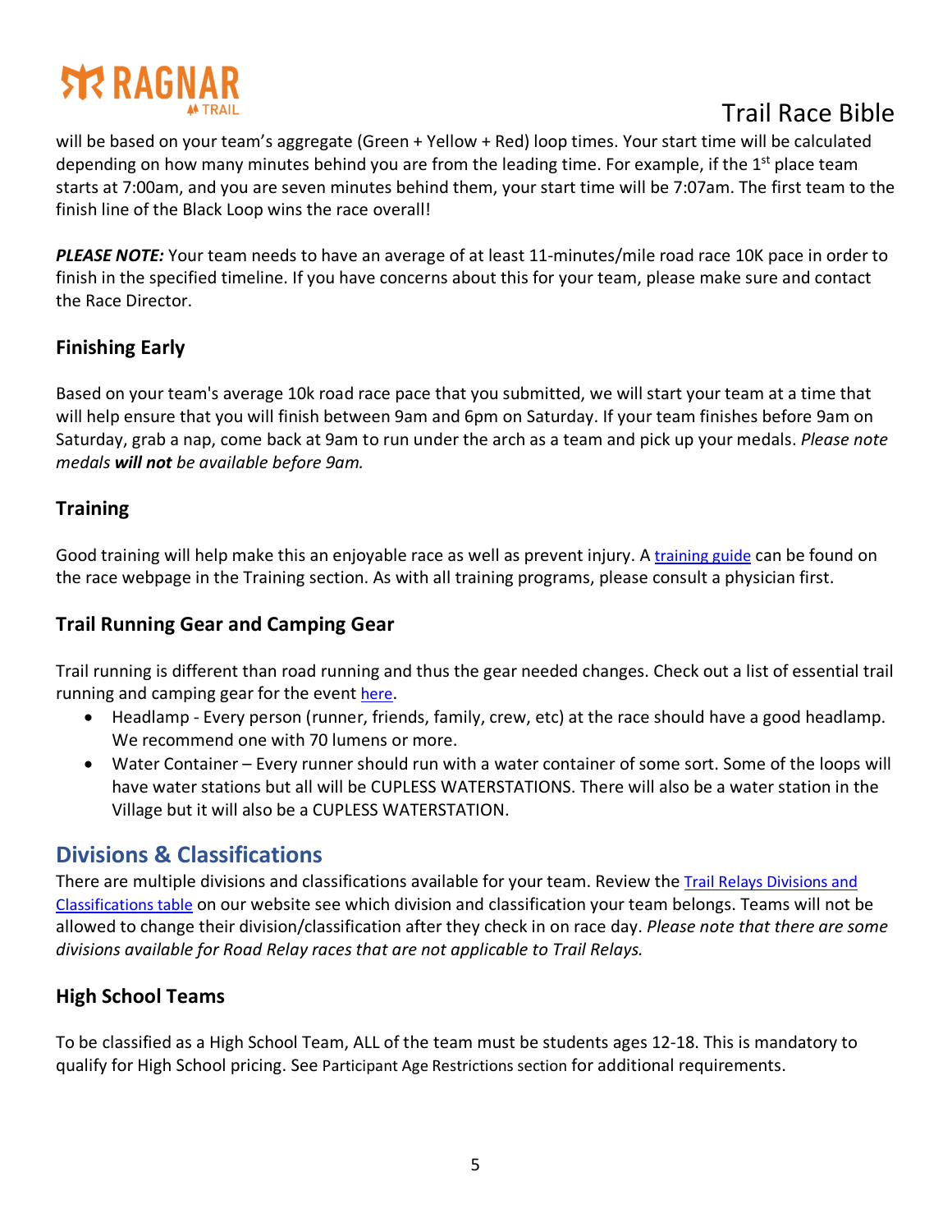will be based on your team's aggregate (Green + Yellow + Red) loop times. Your start time will be calculated depending on how many minutes behind you are from the leading time. For example, if the 1st place team starts at 7:00am, and you are seven minutes behind them, your start time will be 7:07am. The first team to the finish line of the Black Loop wins the race overall!

***PLEASE NOTE:*** Your team needs to have an average of at least 11-minutes/mile road race 10K pace in order to finish in the specified timeline. If you have concerns about this for your team, please make sure and contact the Race Director.

### Finishing Early

Based on your team's average 10k road race pace that you submitted, we will start your team at a time that will help ensure that you will finish between 9am and 6pm on Saturday. If your team finishes before 9am on Saturday, grab a nap, come back at 9am to run under the arch as a team and pick up your medals. *Please note medals **will not** be available before 9am.*

### Training

Good training will help make this an enjoyable race as well as prevent injury. A training guide can be found on the race webpage in the Training section. As with all training programs, please consult a physician first.

### Trail Running Gear and Camping Gear

Trail running is different than road running and thus the gear needed changes. Check out a list of essential trail running and camping gear for the event here.

- Headlamp - Every person (runner, friends, family, crew, etc) at the race should have a good headlamp. We recommend one with 70 lumens or more.
- Water Container – Every runner should run with a water container of some sort. Some of the loops will have water stations but all will be CUPLESS WATERSTATIONS. There will also be a water station in the Village but it will also be a CUPLESS WATERSTATION.

## Divisions & Classifications

There are multiple divisions and classifications available for your team. Review the Trail Relays Divisions and Classifications table on our website see which division and classification your team belongs. Teams will not be allowed to change their division/classification after they check in on race day. *Please note that there are some divisions available for Road Relay races that are not applicable to Trail Relays.*

### High School Teams

To be classified as a High School Team, ALL of the team must be students ages 12-18. This is mandatory to qualify for High School pricing. See Participant Age Restrictions section for additional requirements.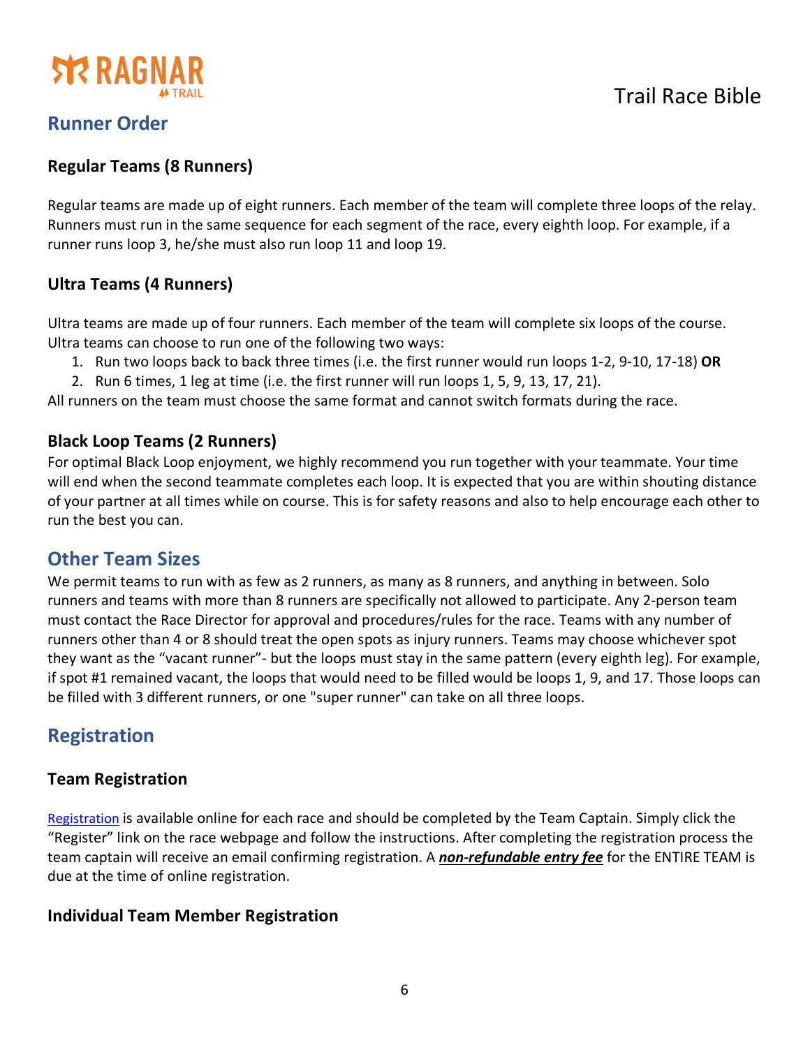## Runner Order

### Regular Teams (8 Runners)

Regular teams are made up of eight runners. Each member of the team will complete three loops of the relay. Runners must run in the same sequence for each segment of the race, every eighth loop. For example, if a runner runs loop 3, he/she must also run loop 11 and loop 19.

### Ultra Teams (4 Runners)

Ultra teams are made up of four runners. Each member of the team will complete six loops of the course. Ultra teams can choose to run one of the following two ways:

1. Run two loops back to back three times (i.e. the first runner would run loops 1-2, 9-10, 17-18) **OR**
2. Run 6 times, 1 leg at time (i.e. the first runner will run loops 1, 5, 9, 13, 17, 21).

All runners on the team must choose the same format and cannot switch formats during the race.

### Black Loop Teams (2 Runners)

For optimal Black Loop enjoyment, we highly recommend you run together with your teammate. Your time will end when the second teammate completes each loop. It is expected that you are within shouting distance of your partner at all times while on course. This is for safety reasons and also to help encourage each other to run the best you can.

## Other Team Sizes

We permit teams to run with as few as 2 runners, as many as 8 runners, and anything in between. Solo runners and teams with more than 8 runners are specifically not allowed to participate. Any 2-person team must contact the Race Director for approval and procedures/rules for the race. Teams with any number of runners other than 4 or 8 should treat the open spots as injury runners. Teams may choose whichever spot they want as the "vacant runner"- but the loops must stay in the same pattern (every eighth leg). For example, if spot #1 remained vacant, the loops that would need to be filled would be loops 1, 9, and 17. Those loops can be filled with 3 different runners, or one "super runner" can take on all three loops.

## Registration

### Team Registration

Registration is available online for each race and should be completed by the Team Captain. Simply click the "Register" link on the race webpage and follow the instructions. After completing the registration process the team captain will receive an email confirming registration. A ***non-refundable entry fee*** for the ENTIRE TEAM is due at the time of online registration.

### Individual Team Member Registration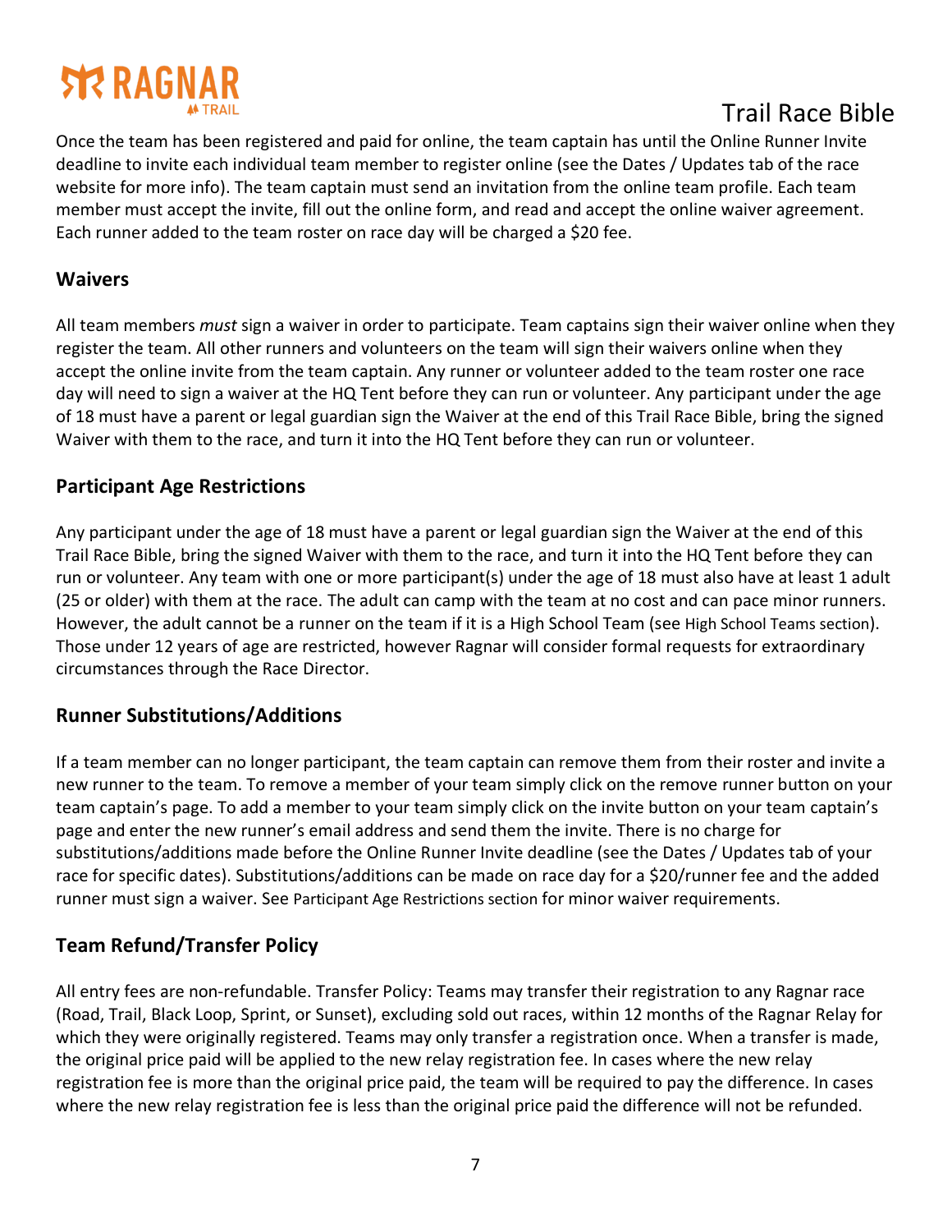Once the team has been registered and paid for online, the team captain has until the Online Runner Invite deadline to invite each individual team member to register online (see the Dates / Updates tab of the race website for more info). The team captain must send an invitation from the online team profile. Each team member must accept the invite, fill out the online form, and read and accept the online waiver agreement. Each runner added to the team roster on race day will be charged a $20 fee.

## Waivers

All team members *must* sign a waiver in order to participate. Team captains sign their waiver online when they register the team. All other runners and volunteers on the team will sign their waivers online when they accept the online invite from the team captain. Any runner or volunteer added to the team roster one race day will need to sign a waiver at the HQ Tent before they can run or volunteer. Any participant under the age of 18 must have a parent or legal guardian sign the Waiver at the end of this Trail Race Bible, bring the signed Waiver with them to the race, and turn it into the HQ Tent before they can run or volunteer.

## Participant Age Restrictions

Any participant under the age of 18 must have a parent or legal guardian sign the Waiver at the end of this Trail Race Bible, bring the signed Waiver with them to the race, and turn it into the HQ Tent before they can run or volunteer. Any team with one or more participant(s) under the age of 18 must also have at least 1 adult (25 or older) with them at the race. The adult can camp with the team at no cost and can pace minor runners. However, the adult cannot be a runner on the team if it is a High School Team (see High School Teams section). Those under 12 years of age are restricted, however Ragnar will consider formal requests for extraordinary circumstances through the Race Director.

## Runner Substitutions/Additions

If a team member can no longer participant, the team captain can remove them from their roster and invite a new runner to the team. To remove a member of your team simply click on the remove runner button on your team captain's page. To add a member to your team simply click on the invite button on your team captain's page and enter the new runner's email address and send them the invite. There is no charge for substitutions/additions made before the Online Runner Invite deadline (see the Dates / Updates tab of your race for specific dates). Substitutions/additions can be made on race day for a $20/runner fee and the added runner must sign a waiver. See Participant Age Restrictions section for minor waiver requirements.

## Team Refund/Transfer Policy

All entry fees are non-refundable. Transfer Policy: Teams may transfer their registration to any Ragnar race (Road, Trail, Black Loop, Sprint, or Sunset), excluding sold out races, within 12 months of the Ragnar Relay for which they were originally registered. Teams may only transfer a registration once. When a transfer is made, the original price paid will be applied to the new relay registration fee. In cases where the new relay registration fee is more than the original price paid, the team will be required to pay the difference. In cases where the new relay registration fee is less than the original price paid the difference will not be refunded.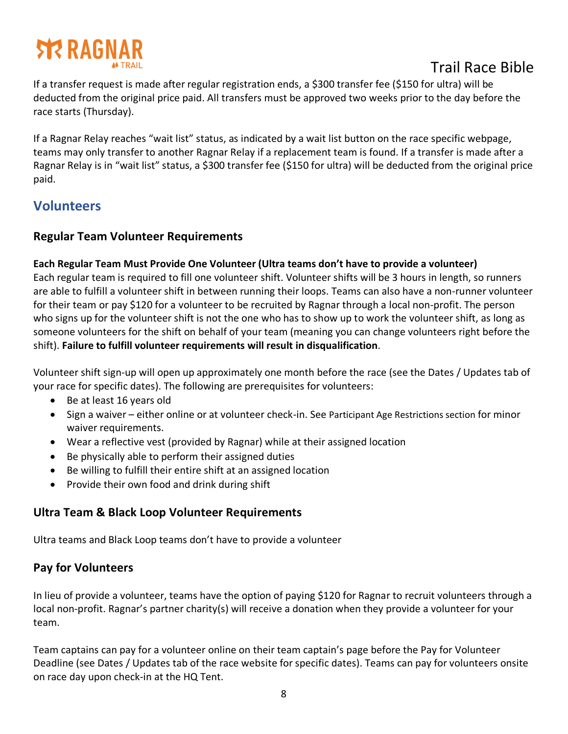If a transfer request is made after regular registration ends, a $300 transfer fee ($150 for ultra) will be deducted from the original price paid. All transfers must be approved two weeks prior to the day before the race starts (Thursday).

If a Ragnar Relay reaches "wait list" status, as indicated by a wait list button on the race specific webpage, teams may only transfer to another Ragnar Relay if a replacement team is found. If a transfer is made after a Ragnar Relay is in "wait list" status, a $300 transfer fee ($150 for ultra) will be deducted from the original price paid.

## Volunteers

### Regular Team Volunteer Requirements

**Each Regular Team Must Provide One Volunteer (Ultra teams don't have to provide a volunteer)**
Each regular team is required to fill one volunteer shift. Volunteer shifts will be 3 hours in length, so runners are able to fulfill a volunteer shift in between running their loops. Teams can also have a non-runner volunteer for their team or pay $120 for a volunteer to be recruited by Ragnar through a local non-profit. The person who signs up for the volunteer shift is not the one who has to show up to work the volunteer shift, as long as someone volunteers for the shift on behalf of your team (meaning you can change volunteers right before the shift). **Failure to fulfill volunteer requirements will result in disqualification**.

Volunteer shift sign-up will open up approximately one month before the race (see the Dates / Updates tab of your race for specific dates). The following are prerequisites for volunteers:

- Be at least 16 years old
- Sign a waiver – either online or at volunteer check-in. See Participant Age Restrictions section for minor waiver requirements.
- Wear a reflective vest (provided by Ragnar) while at their assigned location
- Be physically able to perform their assigned duties
- Be willing to fulfill their entire shift at an assigned location
- Provide their own food and drink during shift

### Ultra Team & Black Loop Volunteer Requirements

Ultra teams and Black Loop teams don't have to provide a volunteer

### Pay for Volunteers

In lieu of provide a volunteer, teams have the option of paying $120 for Ragnar to recruit volunteers through a local non-profit. Ragnar's partner charity(s) will receive a donation when they provide a volunteer for your team.

Team captains can pay for a volunteer online on their team captain's page before the Pay for Volunteer Deadline (see Dates / Updates tab of the race website for specific dates). Teams can pay for volunteers onsite on race day upon check-in at the HQ Tent.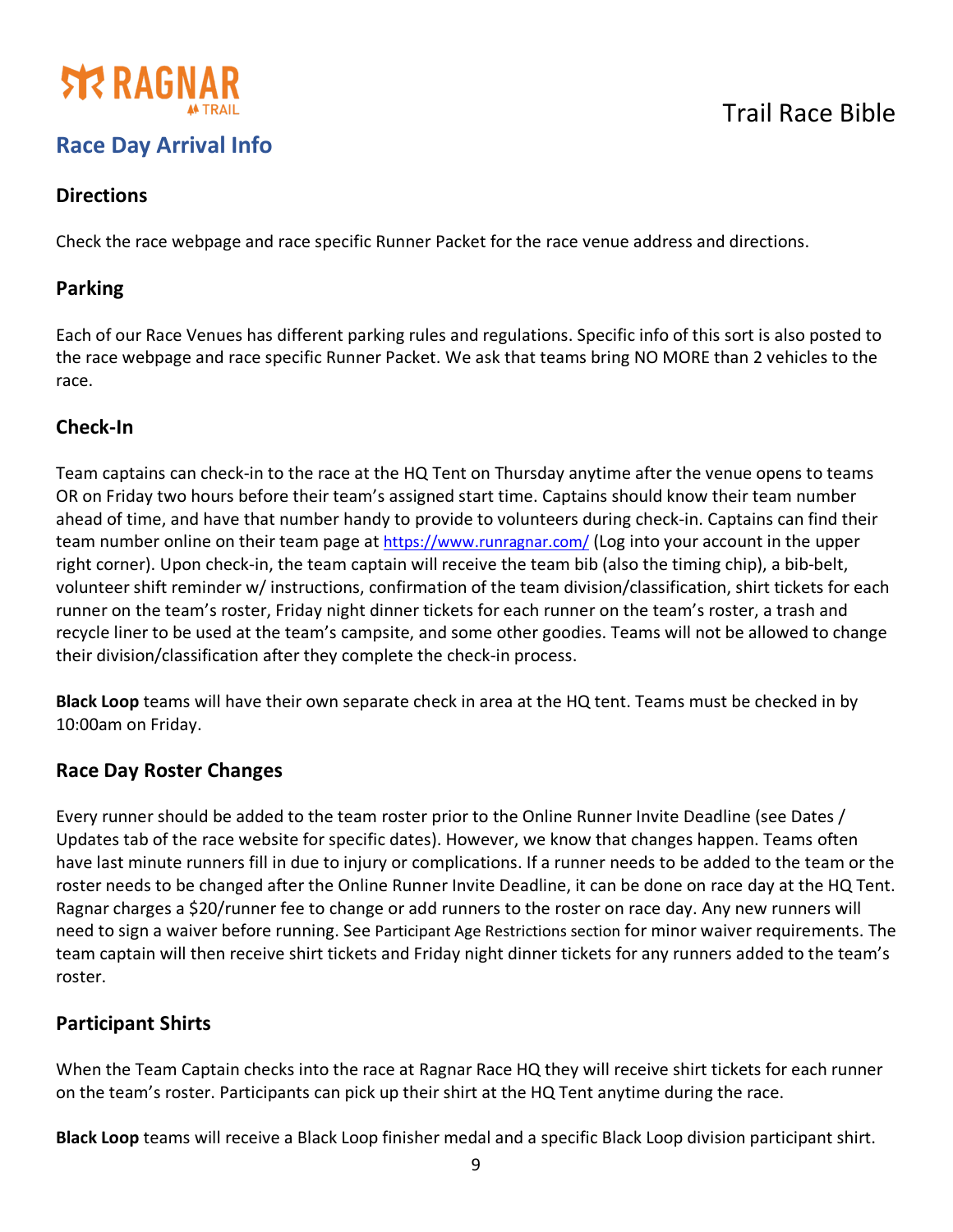## Race Day Arrival Info

### Directions

Check the race webpage and race specific Runner Packet for the race venue address and directions.

### Parking

Each of our Race Venues has different parking rules and regulations. Specific info of this sort is also posted to the race webpage and race specific Runner Packet. We ask that teams bring NO MORE than 2 vehicles to the race.

### Check-In

Team captains can check-in to the race at the HQ Tent on Thursday anytime after the venue opens to teams OR on Friday two hours before their team's assigned start time. Captains should know their team number ahead of time, and have that number handy to provide to volunteers during check-in. Captains can find their team number online on their team page at https://www.runragnar.com/ (Log into your account in the upper right corner). Upon check-in, the team captain will receive the team bib (also the timing chip), a bib-belt, volunteer shift reminder w/ instructions, confirmation of the team division/classification, shirt tickets for each runner on the team's roster, Friday night dinner tickets for each runner on the team's roster, a trash and recycle liner to be used at the team's campsite, and some other goodies. Teams will not be allowed to change their division/classification after they complete the check-in process.

**Black Loop** teams will have their own separate check in area at the HQ tent. Teams must be checked in by 10:00am on Friday.

### Race Day Roster Changes

Every runner should be added to the team roster prior to the Online Runner Invite Deadline (see Dates / Updates tab of the race website for specific dates). However, we know that changes happen. Teams often have last minute runners fill in due to injury or complications. If a runner needs to be added to the team or the roster needs to be changed after the Online Runner Invite Deadline, it can be done on race day at the HQ Tent. Ragnar charges a $20/runner fee to change or add runners to the roster on race day. Any new runners will need to sign a waiver before running. See Participant Age Restrictions section for minor waiver requirements. The team captain will then receive shirt tickets and Friday night dinner tickets for any runners added to the team's roster.

### Participant Shirts

When the Team Captain checks into the race at Ragnar Race HQ they will receive shirt tickets for each runner on the team's roster. Participants can pick up their shirt at the HQ Tent anytime during the race.

**Black Loop** teams will receive a Black Loop finisher medal and a specific Black Loop division participant shirt.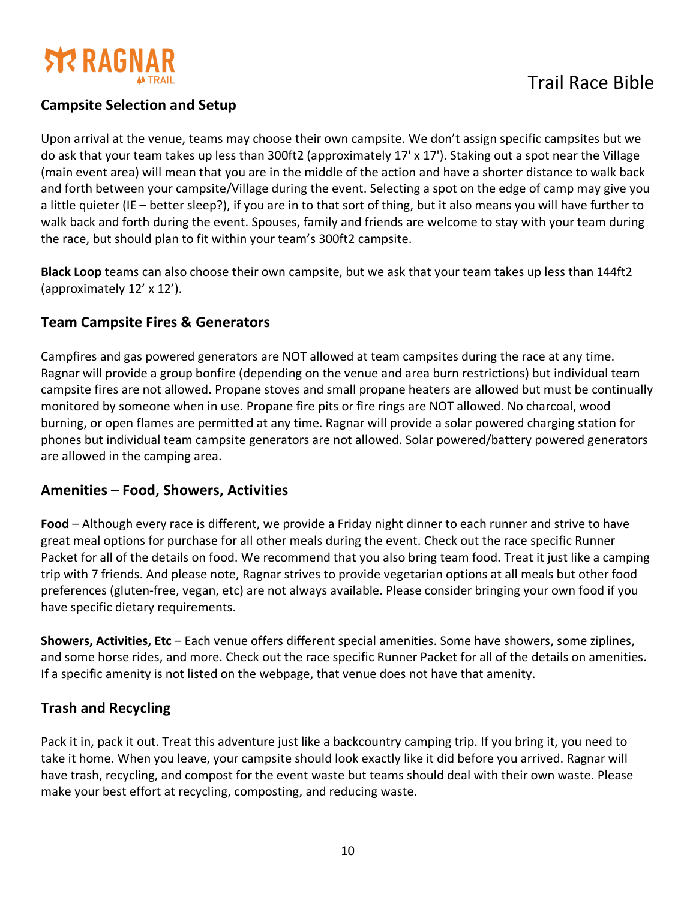## Campsite Selection and Setup

Upon arrival at the venue, teams may choose their own campsite. We don't assign specific campsites but we do ask that your team takes up less than 300ft2 (approximately 17' x 17'). Staking out a spot near the Village (main event area) will mean that you are in the middle of the action and have a shorter distance to walk back and forth between your campsite/Village during the event. Selecting a spot on the edge of camp may give you a little quieter (IE – better sleep?), if you are in to that sort of thing, but it also means you will have further to walk back and forth during the event. Spouses, family and friends are welcome to stay with your team during the race, but should plan to fit within your team's 300ft2 campsite.

**Black Loop** teams can also choose their own campsite, but we ask that your team takes up less than 144ft2 (approximately 12' x 12').

## Team Campsite Fires & Generators

Campfires and gas powered generators are NOT allowed at team campsites during the race at any time. Ragnar will provide a group bonfire (depending on the venue and area burn restrictions) but individual team campsite fires are not allowed. Propane stoves and small propane heaters are allowed but must be continually monitored by someone when in use. Propane fire pits or fire rings are NOT allowed. No charcoal, wood burning, or open flames are permitted at any time. Ragnar will provide a solar powered charging station for phones but individual team campsite generators are not allowed. Solar powered/battery powered generators are allowed in the camping area.

## Amenities – Food, Showers, Activities

**Food** – Although every race is different, we provide a Friday night dinner to each runner and strive to have great meal options for purchase for all other meals during the event. Check out the race specific Runner Packet for all of the details on food. We recommend that you also bring team food. Treat it just like a camping trip with 7 friends. And please note, Ragnar strives to provide vegetarian options at all meals but other food preferences (gluten-free, vegan, etc) are not always available. Please consider bringing your own food if you have specific dietary requirements.

**Showers, Activities, Etc** – Each venue offers different special amenities. Some have showers, some ziplines, and some horse rides, and more. Check out the race specific Runner Packet for all of the details on amenities. If a specific amenity is not listed on the webpage, that venue does not have that amenity.

## Trash and Recycling

Pack it in, pack it out. Treat this adventure just like a backcountry camping trip. If you bring it, you need to take it home. When you leave, your campsite should look exactly like it did before you arrived. Ragnar will have trash, recycling, and compost for the event waste but teams should deal with their own waste. Please make your best effort at recycling, composting, and reducing waste.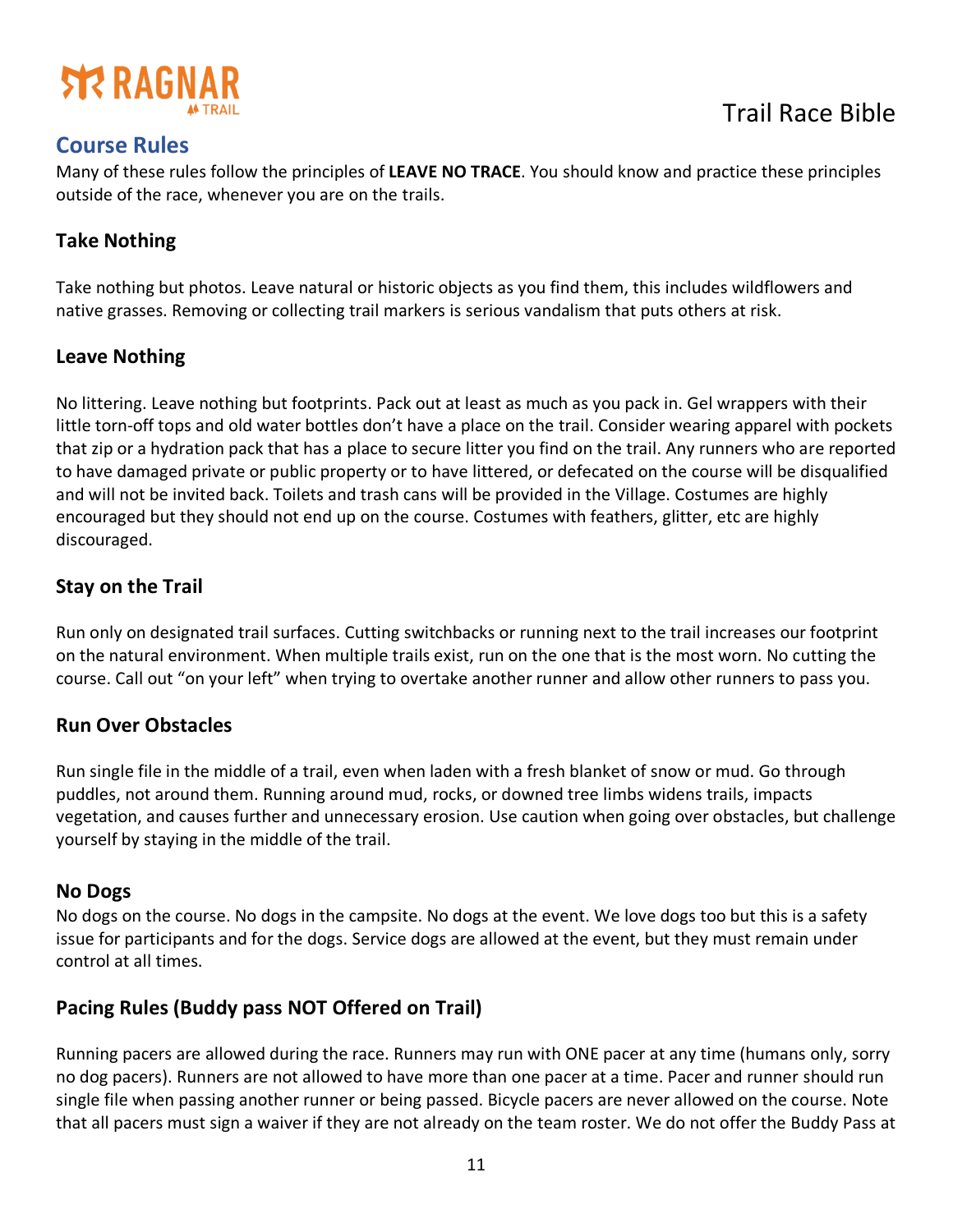## Course Rules

Many of these rules follow the principles of **LEAVE NO TRACE**. You should know and practice these principles outside of the race, whenever you are on the trails.

### Take Nothing

Take nothing but photos. Leave natural or historic objects as you find them, this includes wildflowers and native grasses. Removing or collecting trail markers is serious vandalism that puts others at risk.

### Leave Nothing

No littering. Leave nothing but footprints. Pack out at least as much as you pack in. Gel wrappers with their little torn-off tops and old water bottles don't have a place on the trail. Consider wearing apparel with pockets that zip or a hydration pack that has a place to secure litter you find on the trail. Any runners who are reported to have damaged private or public property or to have littered, or defecated on the course will be disqualified and will not be invited back. Toilets and trash cans will be provided in the Village. Costumes are highly encouraged but they should not end up on the course. Costumes with feathers, glitter, etc are highly discouraged.

### Stay on the Trail

Run only on designated trail surfaces. Cutting switchbacks or running next to the trail increases our footprint on the natural environment. When multiple trails exist, run on the one that is the most worn. No cutting the course. Call out "on your left" when trying to overtake another runner and allow other runners to pass you.

### Run Over Obstacles

Run single file in the middle of a trail, even when laden with a fresh blanket of snow or mud. Go through puddles, not around them. Running around mud, rocks, or downed tree limbs widens trails, impacts vegetation, and causes further and unnecessary erosion. Use caution when going over obstacles, but challenge yourself by staying in the middle of the trail.

### No Dogs

No dogs on the course. No dogs in the campsite. No dogs at the event. We love dogs too but this is a safety issue for participants and for the dogs. Service dogs are allowed at the event, but they must remain under control at all times.

### Pacing Rules (Buddy pass NOT Offered on Trail)

Running pacers are allowed during the race. Runners may run with ONE pacer at any time (humans only, sorry no dog pacers). Runners are not allowed to have more than one pacer at a time. Pacer and runner should run single file when passing another runner or being passed. Bicycle pacers are never allowed on the course. Note that all pacers must sign a waiver if they are not already on the team roster. We do not offer the Buddy Pass at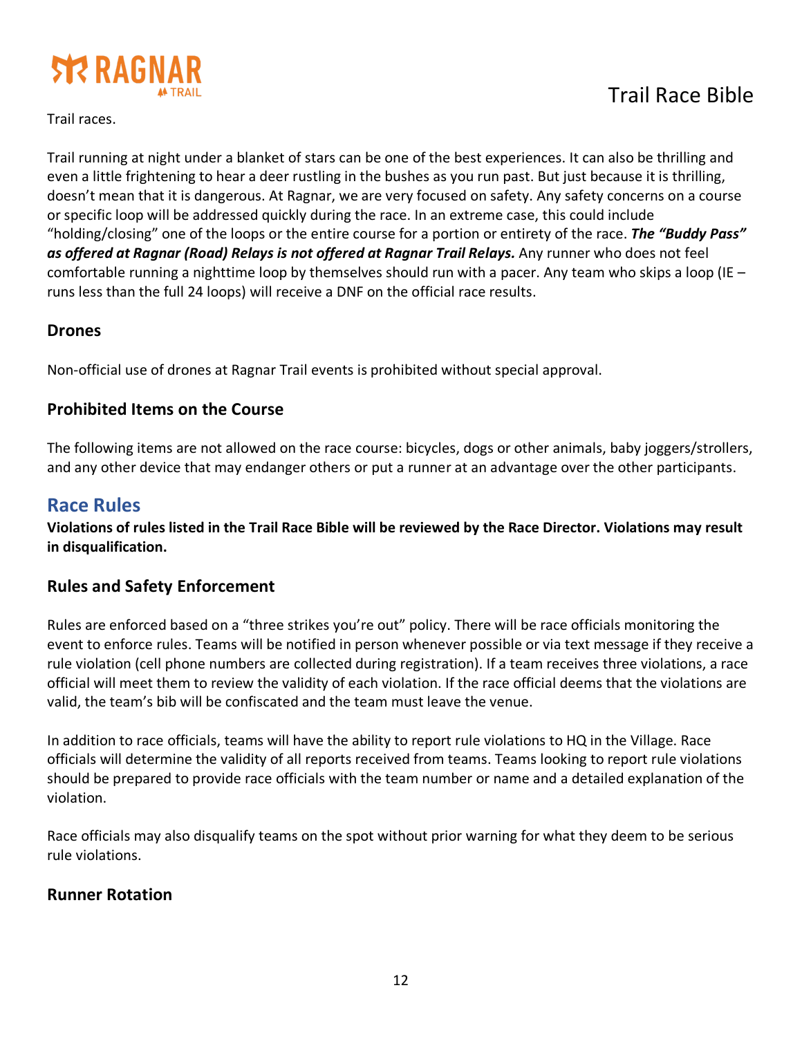Trail races.

Trail running at night under a blanket of stars can be one of the best experiences. It can also be thrilling and even a little frightening to hear a deer rustling in the bushes as you run past. But just because it is thrilling, doesn't mean that it is dangerous. At Ragnar, we are very focused on safety. Any safety concerns on a course or specific loop will be addressed quickly during the race. In an extreme case, this could include "holding/closing" one of the loops or the entire course for a portion or entirety of the race. ***The "Buddy Pass" as offered at Ragnar (Road) Relays is not offered at Ragnar Trail Relays.*** Any runner who does not feel comfortable running a nighttime loop by themselves should run with a pacer. Any team who skips a loop (IE – runs less than the full 24 loops) will receive a DNF on the official race results.

### Drones

Non-official use of drones at Ragnar Trail events is prohibited without special approval.

### Prohibited Items on the Course

The following items are not allowed on the race course: bicycles, dogs or other animals, baby joggers/strollers, and any other device that may endanger others or put a runner at an advantage over the other participants.

## Race Rules

**Violations of rules listed in the Trail Race Bible will be reviewed by the Race Director. Violations may result in disqualification.**

### Rules and Safety Enforcement

Rules are enforced based on a "three strikes you're out" policy. There will be race officials monitoring the event to enforce rules. Teams will be notified in person whenever possible or via text message if they receive a rule violation (cell phone numbers are collected during registration). If a team receives three violations, a race official will meet them to review the validity of each violation. If the race official deems that the violations are valid, the team's bib will be confiscated and the team must leave the venue.

In addition to race officials, teams will have the ability to report rule violations to HQ in the Village. Race officials will determine the validity of all reports received from teams. Teams looking to report rule violations should be prepared to provide race officials with the team number or name and a detailed explanation of the violation.

Race officials may also disqualify teams on the spot without prior warning for what they deem to be serious rule violations.

### Runner Rotation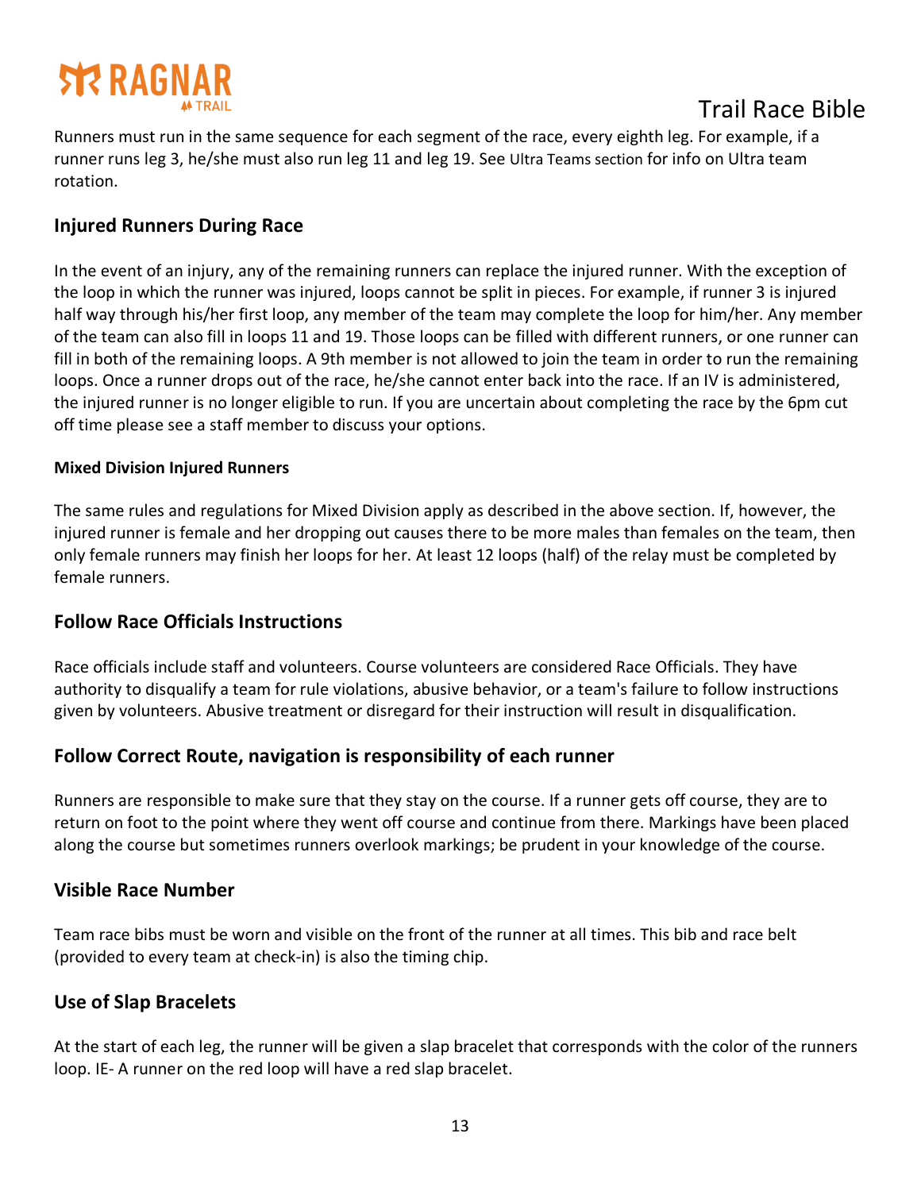Runners must run in the same sequence for each segment of the race, every eighth leg. For example, if a runner runs leg 3, he/she must also run leg 11 and leg 19. See Ultra Teams section for info on Ultra team rotation.

## Injured Runners During Race

In the event of an injury, any of the remaining runners can replace the injured runner. With the exception of the loop in which the runner was injured, loops cannot be split in pieces. For example, if runner 3 is injured half way through his/her first loop, any member of the team may complete the loop for him/her. Any member of the team can also fill in loops 11 and 19. Those loops can be filled with different runners, or one runner can fill in both of the remaining loops. A 9th member is not allowed to join the team in order to run the remaining loops. Once a runner drops out of the race, he/she cannot enter back into the race. If an IV is administered, the injured runner is no longer eligible to run. If you are uncertain about completing the race by the 6pm cut off time please see a staff member to discuss your options.

### Mixed Division Injured Runners

The same rules and regulations for Mixed Division apply as described in the above section. If, however, the injured runner is female and her dropping out causes there to be more males than females on the team, then only female runners may finish her loops for her. At least 12 loops (half) of the relay must be completed by female runners.

## Follow Race Officials Instructions

Race officials include staff and volunteers. Course volunteers are considered Race Officials. They have authority to disqualify a team for rule violations, abusive behavior, or a team's failure to follow instructions given by volunteers. Abusive treatment or disregard for their instruction will result in disqualification.

## Follow Correct Route, navigation is responsibility of each runner

Runners are responsible to make sure that they stay on the course. If a runner gets off course, they are to return on foot to the point where they went off course and continue from there. Markings have been placed along the course but sometimes runners overlook markings; be prudent in your knowledge of the course.

## Visible Race Number

Team race bibs must be worn and visible on the front of the runner at all times. This bib and race belt (provided to every team at check-in) is also the timing chip.

## Use of Slap Bracelets

At the start of each leg, the runner will be given a slap bracelet that corresponds with the color of the runners loop. IE- A runner on the red loop will have a red slap bracelet.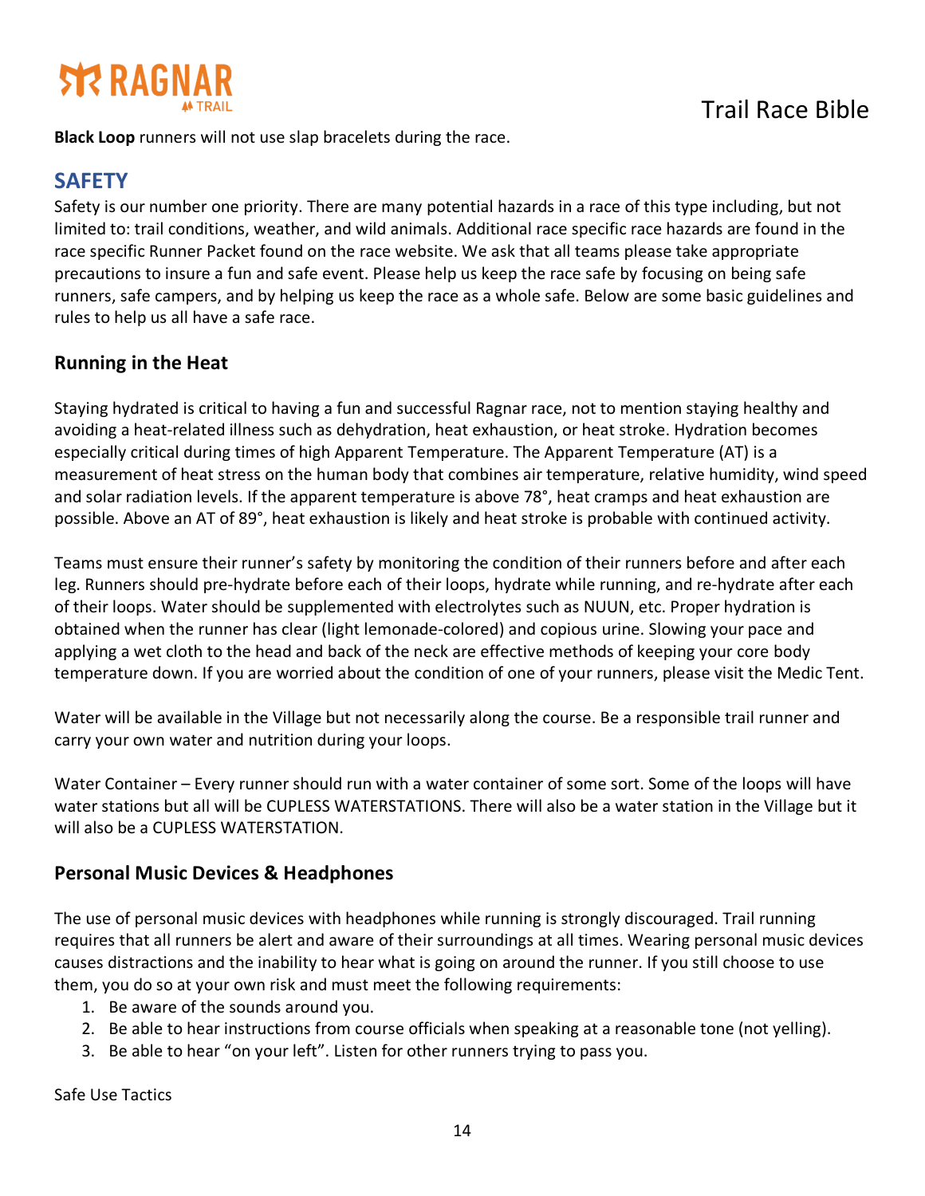**Black Loop** runners will not use slap bracelets during the race.

## SAFETY

Safety is our number one priority. There are many potential hazards in a race of this type including, but not limited to: trail conditions, weather, and wild animals. Additional race specific race hazards are found in the race specific Runner Packet found on the race website. We ask that all teams please take appropriate precautions to insure a fun and safe event. Please help us keep the race safe by focusing on being safe runners, safe campers, and by helping us keep the race as a whole safe. Below are some basic guidelines and rules to help us all have a safe race.

### Running in the Heat

Staying hydrated is critical to having a fun and successful Ragnar race, not to mention staying healthy and avoiding a heat-related illness such as dehydration, heat exhaustion, or heat stroke. Hydration becomes especially critical during times of high Apparent Temperature. The Apparent Temperature (AT) is a measurement of heat stress on the human body that combines air temperature, relative humidity, wind speed and solar radiation levels. If the apparent temperature is above 78°, heat cramps and heat exhaustion are possible. Above an AT of 89°, heat exhaustion is likely and heat stroke is probable with continued activity.

Teams must ensure their runner's safety by monitoring the condition of their runners before and after each leg. Runners should pre-hydrate before each of their loops, hydrate while running, and re-hydrate after each of their loops. Water should be supplemented with electrolytes such as NUUN, etc. Proper hydration is obtained when the runner has clear (light lemonade-colored) and copious urine. Slowing your pace and applying a wet cloth to the head and back of the neck are effective methods of keeping your core body temperature down. If you are worried about the condition of one of your runners, please visit the Medic Tent.

Water will be available in the Village but not necessarily along the course. Be a responsible trail runner and carry your own water and nutrition during your loops.

Water Container – Every runner should run with a water container of some sort. Some of the loops will have water stations but all will be CUPLESS WATERSTATIONS. There will also be a water station in the Village but it will also be a CUPLESS WATERSTATION.

### Personal Music Devices & Headphones

The use of personal music devices with headphones while running is strongly discouraged. Trail running requires that all runners be alert and aware of their surroundings at all times. Wearing personal music devices causes distractions and the inability to hear what is going on around the runner. If you still choose to use them, you do so at your own risk and must meet the following requirements:

1. Be aware of the sounds around you.
2. Be able to hear instructions from course officials when speaking at a reasonable tone (not yelling).
3. Be able to hear "on your left". Listen for other runners trying to pass you.

Safe Use Tactics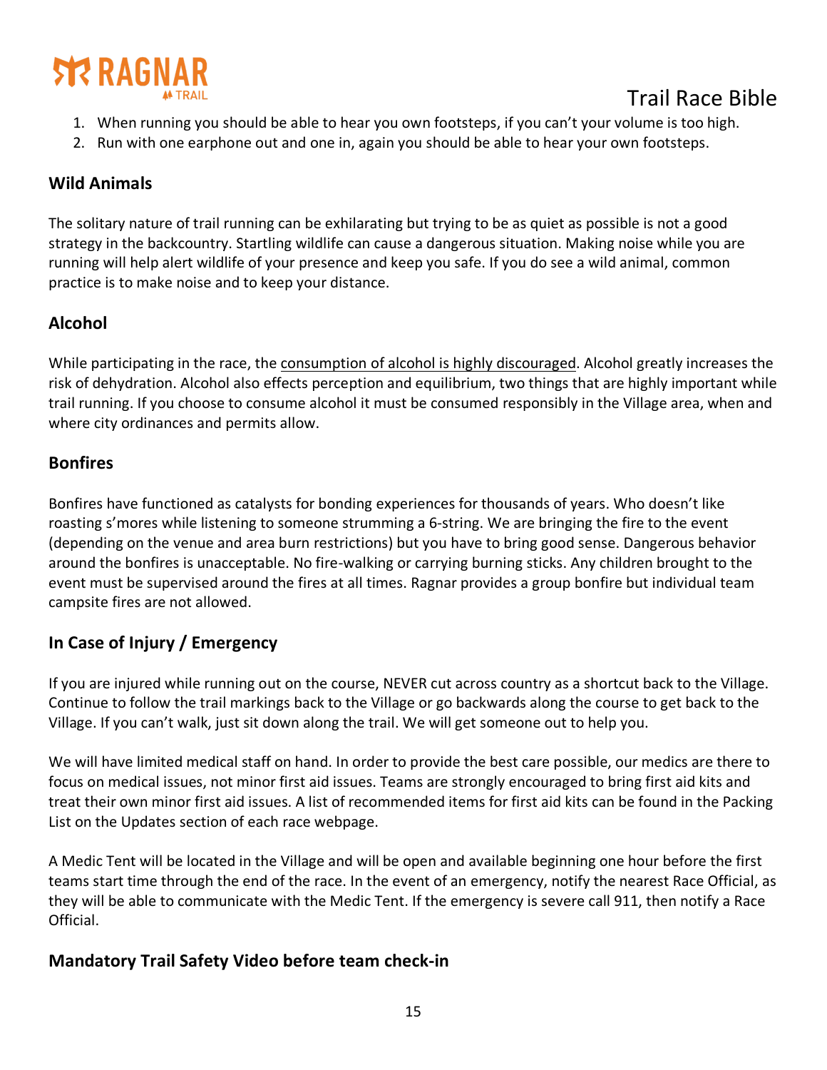1. When running you should be able to hear you own footsteps, if you can't your volume is too high.
2. Run with one earphone out and one in, again you should be able to hear your own footsteps.

## Wild Animals

The solitary nature of trail running can be exhilarating but trying to be as quiet as possible is not a good strategy in the backcountry. Startling wildlife can cause a dangerous situation. Making noise while you are running will help alert wildlife of your presence and keep you safe. If you do see a wild animal, common practice is to make noise and to keep your distance.

## Alcohol

While participating in the race, the consumption of alcohol is highly discouraged. Alcohol greatly increases the risk of dehydration. Alcohol also effects perception and equilibrium, two things that are highly important while trail running. If you choose to consume alcohol it must be consumed responsibly in the Village area, when and where city ordinances and permits allow.

## Bonfires

Bonfires have functioned as catalysts for bonding experiences for thousands of years. Who doesn't like roasting s'mores while listening to someone strumming a 6-string. We are bringing the fire to the event (depending on the venue and area burn restrictions) but you have to bring good sense. Dangerous behavior around the bonfires is unacceptable. No fire-walking or carrying burning sticks. Any children brought to the event must be supervised around the fires at all times. Ragnar provides a group bonfire but individual team campsite fires are not allowed.

## In Case of Injury / Emergency

If you are injured while running out on the course, NEVER cut across country as a shortcut back to the Village. Continue to follow the trail markings back to the Village or go backwards along the course to get back to the Village. If you can't walk, just sit down along the trail. We will get someone out to help you.

We will have limited medical staff on hand. In order to provide the best care possible, our medics are there to focus on medical issues, not minor first aid issues. Teams are strongly encouraged to bring first aid kits and treat their own minor first aid issues. A list of recommended items for first aid kits can be found in the Packing List on the Updates section of each race webpage.

A Medic Tent will be located in the Village and will be open and available beginning one hour before the first teams start time through the end of the race. In the event of an emergency, notify the nearest Race Official, as they will be able to communicate with the Medic Tent. If the emergency is severe call 911, then notify a Race Official.

## Mandatory Trail Safety Video before team check-in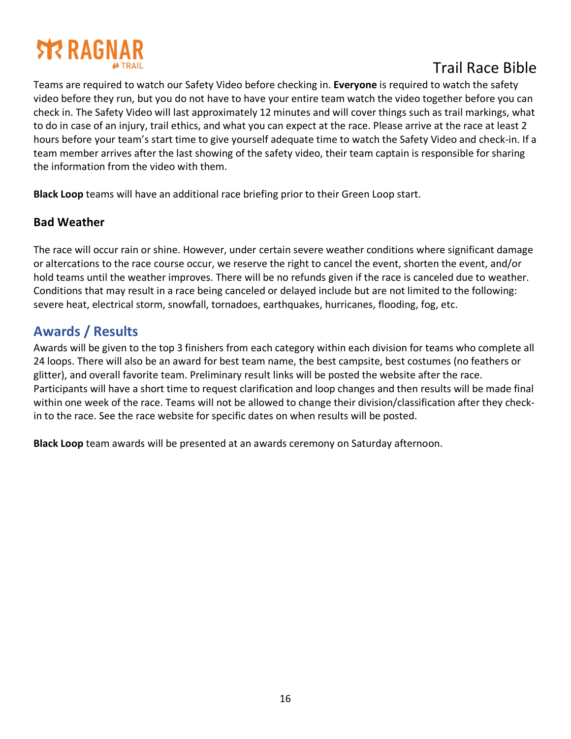Teams are required to watch our Safety Video before checking in. **Everyone** is required to watch the safety video before they run, but you do not have to have your entire team watch the video together before you can check in. The Safety Video will last approximately 12 minutes and will cover things such as trail markings, what to do in case of an injury, trail ethics, and what you can expect at the race. Please arrive at the race at least 2 hours before your team's start time to give yourself adequate time to watch the Safety Video and check-in. If a team member arrives after the last showing of the safety video, their team captain is responsible for sharing the information from the video with them.

**Black Loop** teams will have an additional race briefing prior to their Green Loop start.

### Bad Weather

The race will occur rain or shine. However, under certain severe weather conditions where significant damage or altercations to the race course occur, we reserve the right to cancel the event, shorten the event, and/or hold teams until the weather improves. There will be no refunds given if the race is canceled due to weather. Conditions that may result in a race being canceled or delayed include but are not limited to the following: severe heat, electrical storm, snowfall, tornadoes, earthquakes, hurricanes, flooding, fog, etc.

## Awards / Results

Awards will be given to the top 3 finishers from each category within each division for teams who complete all 24 loops. There will also be an award for best team name, the best campsite, best costumes (no feathers or glitter), and overall favorite team. Preliminary result links will be posted the website after the race. Participants will have a short time to request clarification and loop changes and then results will be made final within one week of the race. Teams will not be allowed to change their division/classification after they check-in to the race. See the race website for specific dates on when results will be posted.

**Black Loop** team awards will be presented at an awards ceremony on Saturday afternoon.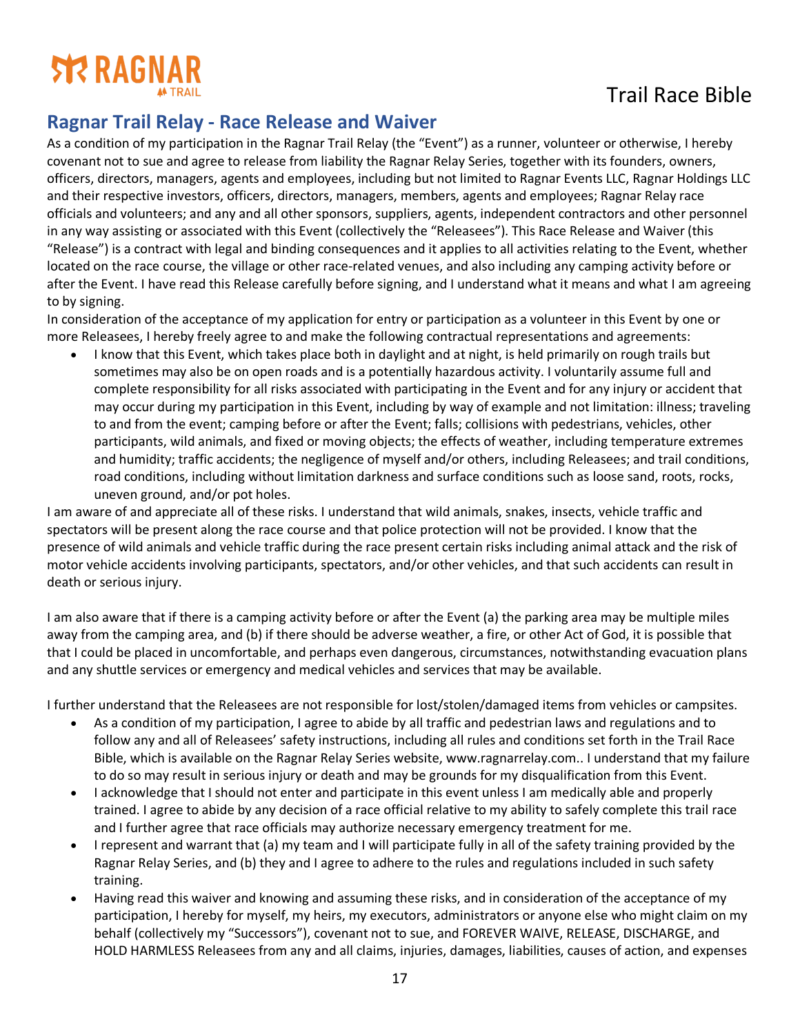## Ragnar Trail Relay - Race Release and Waiver

As a condition of my participation in the Ragnar Trail Relay (the "Event") as a runner, volunteer or otherwise, I hereby covenant not to sue and agree to release from liability the Ragnar Relay Series, together with its founders, owners, officers, directors, managers, agents and employees, including but not limited to Ragnar Events LLC, Ragnar Holdings LLC and their respective investors, officers, directors, managers, members, agents and employees; Ragnar Relay race officials and volunteers; and any and all other sponsors, suppliers, agents, independent contractors and other personnel in any way assisting or associated with this Event (collectively the "Releasees"). This Race Release and Waiver (this "Release") is a contract with legal and binding consequences and it applies to all activities relating to the Event, whether located on the race course, the village or other race-related venues, and also including any camping activity before or after the Event. I have read this Release carefully before signing, and I understand what it means and what I am agreeing to by signing.

In consideration of the acceptance of my application for entry or participation as a volunteer in this Event by one or more Releasees, I hereby freely agree to and make the following contractual representations and agreements:

- I know that this Event, which takes place both in daylight and at night, is held primarily on rough trails but sometimes may also be on open roads and is a potentially hazardous activity. I voluntarily assume full and complete responsibility for all risks associated with participating in the Event and for any injury or accident that may occur during my participation in this Event, including by way of example and not limitation: illness; traveling to and from the event; camping before or after the Event; falls; collisions with pedestrians, vehicles, other participants, wild animals, and fixed or moving objects; the effects of weather, including temperature extremes and humidity; traffic accidents; the negligence of myself and/or others, including Releasees; and trail conditions, road conditions, including without limitation darkness and surface conditions such as loose sand, roots, rocks, uneven ground, and/or pot holes.

I am aware of and appreciate all of these risks. I understand that wild animals, snakes, insects, vehicle traffic and spectators will be present along the race course and that police protection will not be provided. I know that the presence of wild animals and vehicle traffic during the race present certain risks including animal attack and the risk of motor vehicle accidents involving participants, spectators, and/or other vehicles, and that such accidents can result in death or serious injury.

I am also aware that if there is a camping activity before or after the Event (a) the parking area may be multiple miles away from the camping area, and (b) if there should be adverse weather, a fire, or other Act of God, it is possible that that I could be placed in uncomfortable, and perhaps even dangerous, circumstances, notwithstanding evacuation plans and any shuttle services or emergency and medical vehicles and services that may be available.

I further understand that the Releasees are not responsible for lost/stolen/damaged items from vehicles or campsites.

- As a condition of my participation, I agree to abide by all traffic and pedestrian laws and regulations and to follow any and all of Releasees' safety instructions, including all rules and conditions set forth in the Trail Race Bible, which is available on the Ragnar Relay Series website, www.ragnarrelay.com.. I understand that my failure to do so may result in serious injury or death and may be grounds for my disqualification from this Event.
- I acknowledge that I should not enter and participate in this event unless I am medically able and properly trained. I agree to abide by any decision of a race official relative to my ability to safely complete this trail race and I further agree that race officials may authorize necessary emergency treatment for me.
- I represent and warrant that (a) my team and I will participate fully in all of the safety training provided by the Ragnar Relay Series, and (b) they and I agree to adhere to the rules and regulations included in such safety training.
- Having read this waiver and knowing and assuming these risks, and in consideration of the acceptance of my participation, I hereby for myself, my heirs, my executors, administrators or anyone else who might claim on my behalf (collectively my "Successors"), covenant not to sue, and FOREVER WAIVE, RELEASE, DISCHARGE, and HOLD HARMLESS Releasees from any and all claims, injuries, damages, liabilities, causes of action, and expenses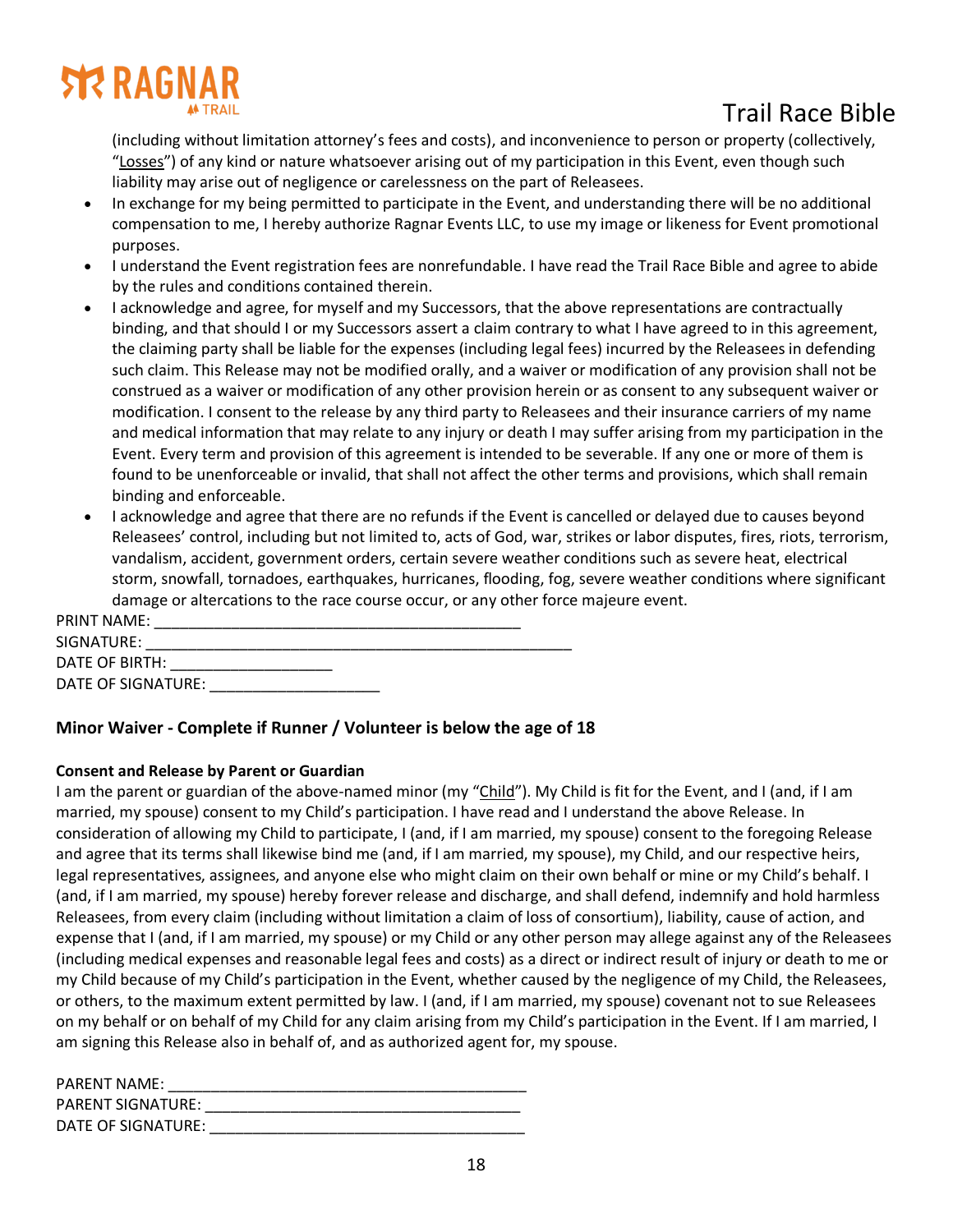(including without limitation attorney's fees and costs), and inconvenience to person or property (collectively, "Losses") of any kind or nature whatsoever arising out of my participation in this Event, even though such liability may arise out of negligence or carelessness on the part of Releasees.

- In exchange for my being permitted to participate in the Event, and understanding there will be no additional compensation to me, I hereby authorize Ragnar Events LLC, to use my image or likeness for Event promotional purposes.
- I understand the Event registration fees are nonrefundable. I have read the Trail Race Bible and agree to abide by the rules and conditions contained therein.
- I acknowledge and agree, for myself and my Successors, that the above representations are contractually binding, and that should I or my Successors assert a claim contrary to what I have agreed to in this agreement, the claiming party shall be liable for the expenses (including legal fees) incurred by the Releasees in defending such claim. This Release may not be modified orally, and a waiver or modification of any provision shall not be construed as a waiver or modification of any other provision herein or as consent to any subsequent waiver or modification. I consent to the release by any third party to Releasees and their insurance carriers of my name and medical information that may relate to any injury or death I may suffer arising from my participation in the Event. Every term and provision of this agreement is intended to be severable. If any one or more of them is found to be unenforceable or invalid, that shall not affect the other terms and provisions, which shall remain binding and enforceable.
- I acknowledge and agree that there are no refunds if the Event is cancelled or delayed due to causes beyond Releasees' control, including but not limited to, acts of God, war, strikes or labor disputes, fires, riots, terrorism, vandalism, accident, government orders, certain severe weather conditions such as severe heat, electrical storm, snowfall, tornadoes, earthquakes, hurricanes, flooding, fog, severe weather conditions where significant damage or altercations to the race course occur, or any other force majeure event.

PRINT NAME: ____________________________________________
SIGNATURE: ____________________________________________
DATE OF BIRTH: ____________________
DATE OF SIGNATURE: ____________________

### Minor Waiver - Complete if Runner / Volunteer is below the age of 18

**Consent and Release by Parent or Guardian**

I am the parent or guardian of the above-named minor (my "Child"). My Child is fit for the Event, and I (and, if I am married, my spouse) consent to my Child's participation. I have read and I understand the above Release. In consideration of allowing my Child to participate, I (and, if I am married, my spouse) consent to the foregoing Release and agree that its terms shall likewise bind me (and, if I am married, my spouse), my Child, and our respective heirs, legal representatives, assignees, and anyone else who might claim on their own behalf or mine or my Child's behalf. I (and, if I am married, my spouse) hereby forever release and discharge, and shall defend, indemnify and hold harmless Releasees, from every claim (including without limitation a claim of loss of consortium), liability, cause of action, and expense that I (and, if I am married, my spouse) or my Child or any other person may allege against any of the Releasees (including medical expenses and reasonable legal fees and costs) as a direct or indirect result of injury or death to me or my Child because of my Child's participation in the Event, whether caused by the negligence of my Child, the Releasees, or others, to the maximum extent permitted by law. I (and, if I am married, my spouse) covenant not to sue Releasees on my behalf or on behalf of my Child for any claim arising from my Child's participation in the Event. If I am married, I am signing this Release also in behalf of, and as authorized agent for, my spouse.

PARENT NAME: ____________________________________________
PARENT SIGNATURE: ____________________________________
DATE OF SIGNATURE: ____________________________________